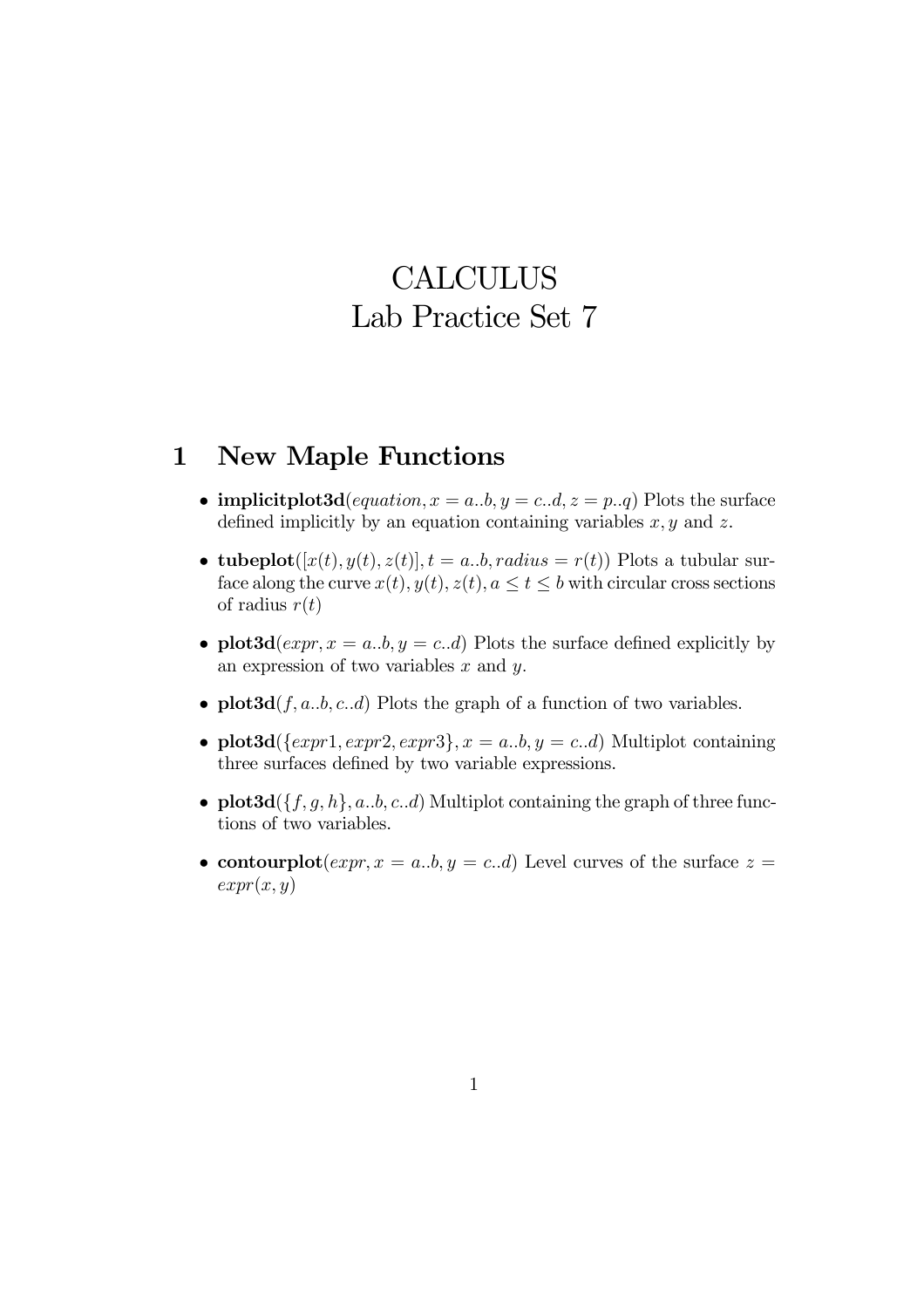# CALCULUS
# Lab Practice Set 7

## 1 New Maple Functions

- **implicitplot3d**($equation, x = a..b, y = c..d, z = p..q$) Plots the surface defined implicitly by an equation containing variables $x, y$ and $z$.

- **tubeplot**($[x(t), y(t), z(t)], t = a..b, radius = r(t)$) Plots a tubular surface along the curve $x(t), y(t), z(t), a \leq t \leq b$ with circular cross sections of radius $r(t)$

- **plot3d**($expr, x = a..b, y = c..d$) Plots the surface defined explicitly by an expression of two variables $x$ and $y$.

- **plot3d**($f, a..b, c..d$) Plots the graph of a function of two variables.

- **plot3d**($\{expr1, expr2, expr3\}, x = a..b, y = c..d$) Multiplot containing three surfaces defined by two variable expressions.

- **plot3d**($\{f, g, h\}, a..b, c..d$) Multiplot containing the graph of three functions of two variables.

- **contourplot**($expr, x = a..b, y = c..d$) Level curves of the surface $z = expr(x, y)$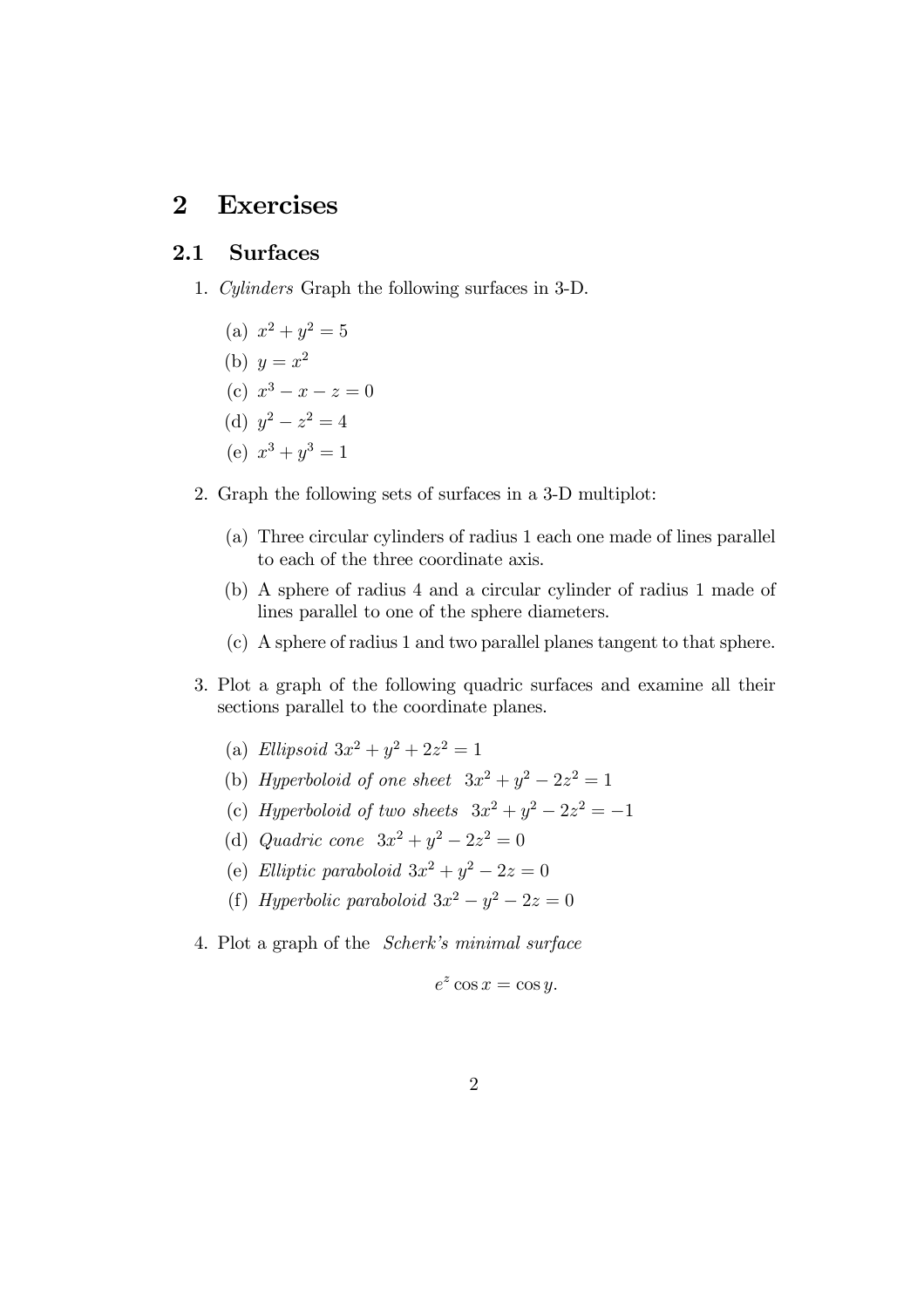# 2 Exercises

## 2.1 Surfaces

1. *Cylinders* Graph the following surfaces in 3-D.

   (a) $x^2 + y^2 = 5$

   (b) $y = x^2$

   (c) $x^3 - x - z = 0$

   (d) $y^2 - z^2 = 4$

   (e) $x^3 + y^3 = 1$

2. Graph the following sets of surfaces in a 3-D multiplot:

   (a) Three circular cylinders of radius 1 each one made of lines parallel to each of the three coordinate axis.

   (b) A sphere of radius 4 and a circular cylinder of radius 1 made of lines parallel to one of the sphere diameters.

   (c) A sphere of radius 1 and two parallel planes tangent to that sphere.

3. Plot a graph of the following quadric surfaces and examine all their sections parallel to the coordinate planes.

   (a) *Ellipsoid* $3x^2 + y^2 + 2z^2 = 1$

   (b) *Hyperboloid of one sheet* $3x^2 + y^2 - 2z^2 = 1$

   (c) *Hyperboloid of two sheets* $3x^2 + y^2 - 2z^2 = -1$

   (d) *Quadric cone* $3x^2 + y^2 - 2z^2 = 0$

   (e) *Elliptic paraboloid* $3x^2 + y^2 - 2z = 0$

   (f) *Hyperbolic paraboloid* $3x^2 - y^2 - 2z = 0$

4. Plot a graph of the *Scherk's minimal surface*

$$e^z \cos x = \cos y.$$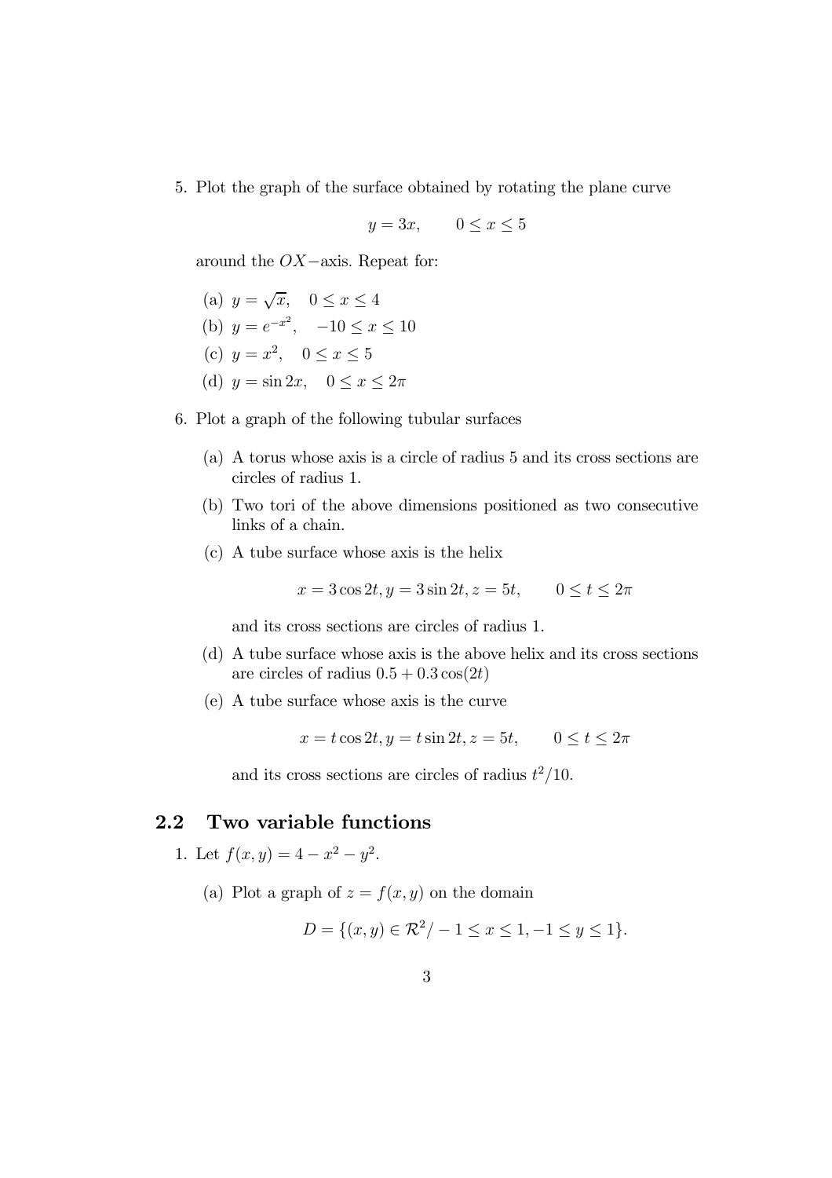5. Plot the graph of the surface obtained by rotating the plane curve

$$y = 3x, \qquad 0 \leq x \leq 5$$

   around the $OX-$axis. Repeat for:

   (a) $y = \sqrt{x}, \quad 0 \leq x \leq 4$

   (b) $y = e^{-x^2}, \quad -10 \leq x \leq 10$

   (c) $y = x^2, \quad 0 \leq x \leq 5$

   (d) $y = \sin 2x, \quad 0 \leq x \leq 2\pi$

6. Plot a graph of the following tubular surfaces

   (a) A torus whose axis is a circle of radius 5 and its cross sections are circles of radius 1.

   (b) Two tori of the above dimensions positioned as two consecutive links of a chain.

   (c) A tube surface whose axis is the helix

$$x = 3\cos 2t, y = 3\sin 2t, z = 5t, \qquad 0 \leq t \leq 2\pi$$

   and its cross sections are circles of radius 1.

   (d) A tube surface whose axis is the above helix and its cross sections are circles of radius $0.5 + 0.3\cos(2t)$

   (e) A tube surface whose axis is the curve

$$x = t\cos 2t, y = t\sin 2t, z = 5t, \qquad 0 \leq t \leq 2\pi$$

   and its cross sections are circles of radius $t^2/10$.

## 2.2 Two variable functions

1. Let $f(x, y) = 4 - x^2 - y^2$.

   (a) Plot a graph of $z = f(x, y)$ on the domain

$$D = \{(x, y) \in \mathcal{R}^2 / -1 \leq x \leq 1, -1 \leq y \leq 1\}.$$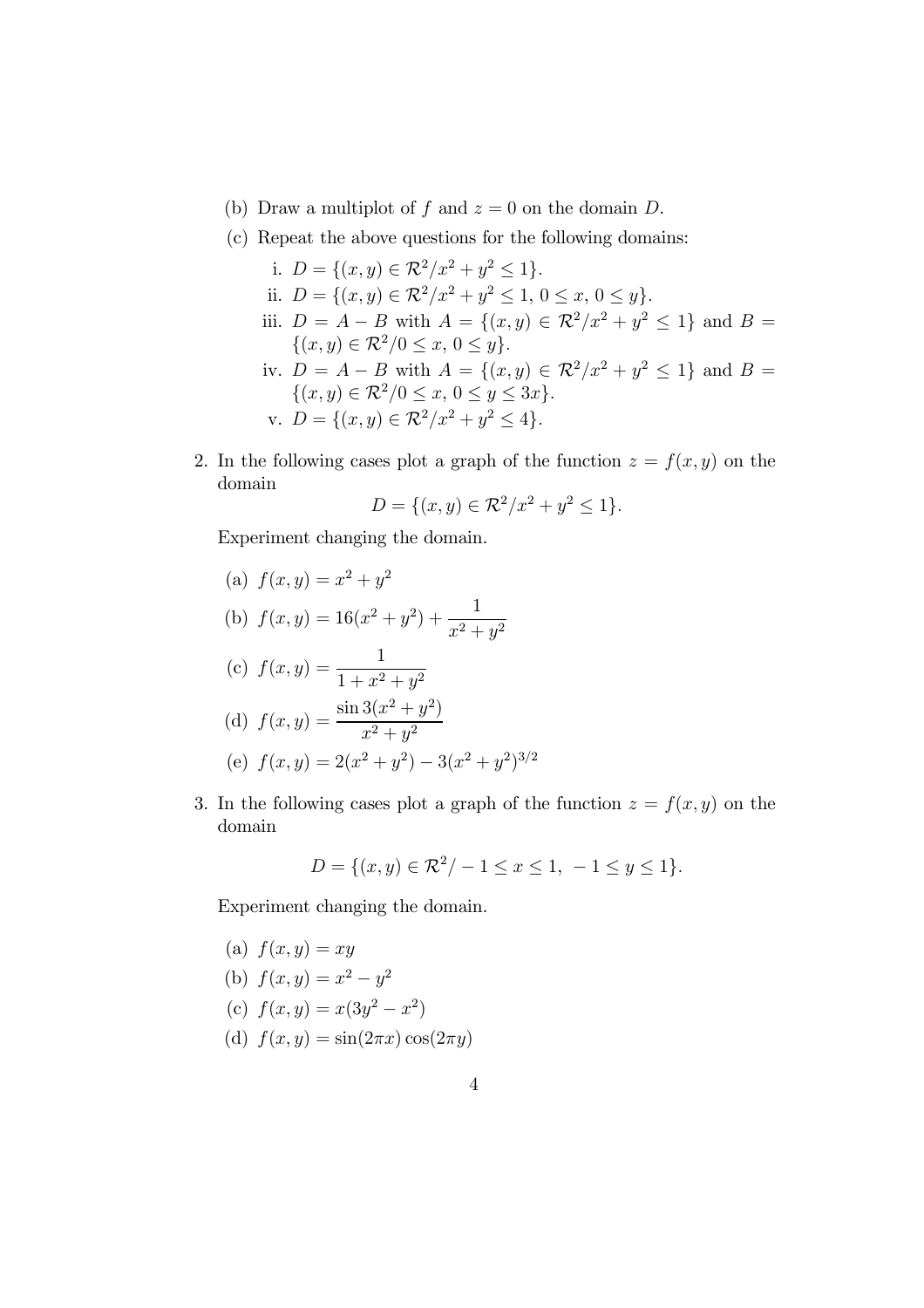(b) Draw a multiplot of $f$ and $z = 0$ on the domain $D$.

(c) Repeat the above questions for the following domains:

i. $D = \{(x, y) \in \mathcal{R}^2 / x^2 + y^2 \leq 1\}$.

ii. $D = \{(x, y) \in \mathcal{R}^2 / x^2 + y^2 \leq 1,\ 0 \leq x,\ 0 \leq y\}$.

iii. $D = A - B$ with $A = \{(x, y) \in \mathcal{R}^2 / x^2 + y^2 \leq 1\}$ and $B = \{(x, y) \in \mathcal{R}^2 / 0 \leq x,\ 0 \leq y\}$.

iv. $D = A - B$ with $A = \{(x, y) \in \mathcal{R}^2 / x^2 + y^2 \leq 1\}$ and $B = \{(x, y) \in \mathcal{R}^2 / 0 \leq x,\ 0 \leq y \leq 3x\}$.

v. $D = \{(x, y) \in \mathcal{R}^2 / x^2 + y^2 \leq 4\}$.

2. In the following cases plot a graph of the function $z = f(x, y)$ on the domain

$$D = \{(x, y) \in \mathcal{R}^2 / x^2 + y^2 \leq 1\}.$$

Experiment changing the domain.

(a) $f(x, y) = x^2 + y^2$

(b) $f(x, y) = 16(x^2 + y^2) + \dfrac{1}{x^2 + y^2}$

(c) $f(x, y) = \dfrac{1}{1 + x^2 + y^2}$

(d) $f(x, y) = \dfrac{\sin 3(x^2 + y^2)}{x^2 + y^2}$

(e) $f(x, y) = 2(x^2 + y^2) - 3(x^2 + y^2)^{3/2}$

3. In the following cases plot a graph of the function $z = f(x, y)$ on the domain

$$D = \{(x, y) \in \mathcal{R}^2 / -1 \leq x \leq 1,\ -1 \leq y \leq 1\}.$$

Experiment changing the domain.

(a) $f(x, y) = xy$

(b) $f(x, y) = x^2 - y^2$

(c) $f(x, y) = x(3y^2 - x^2)$

(d) $f(x, y) = \sin(2\pi x)\cos(2\pi y)$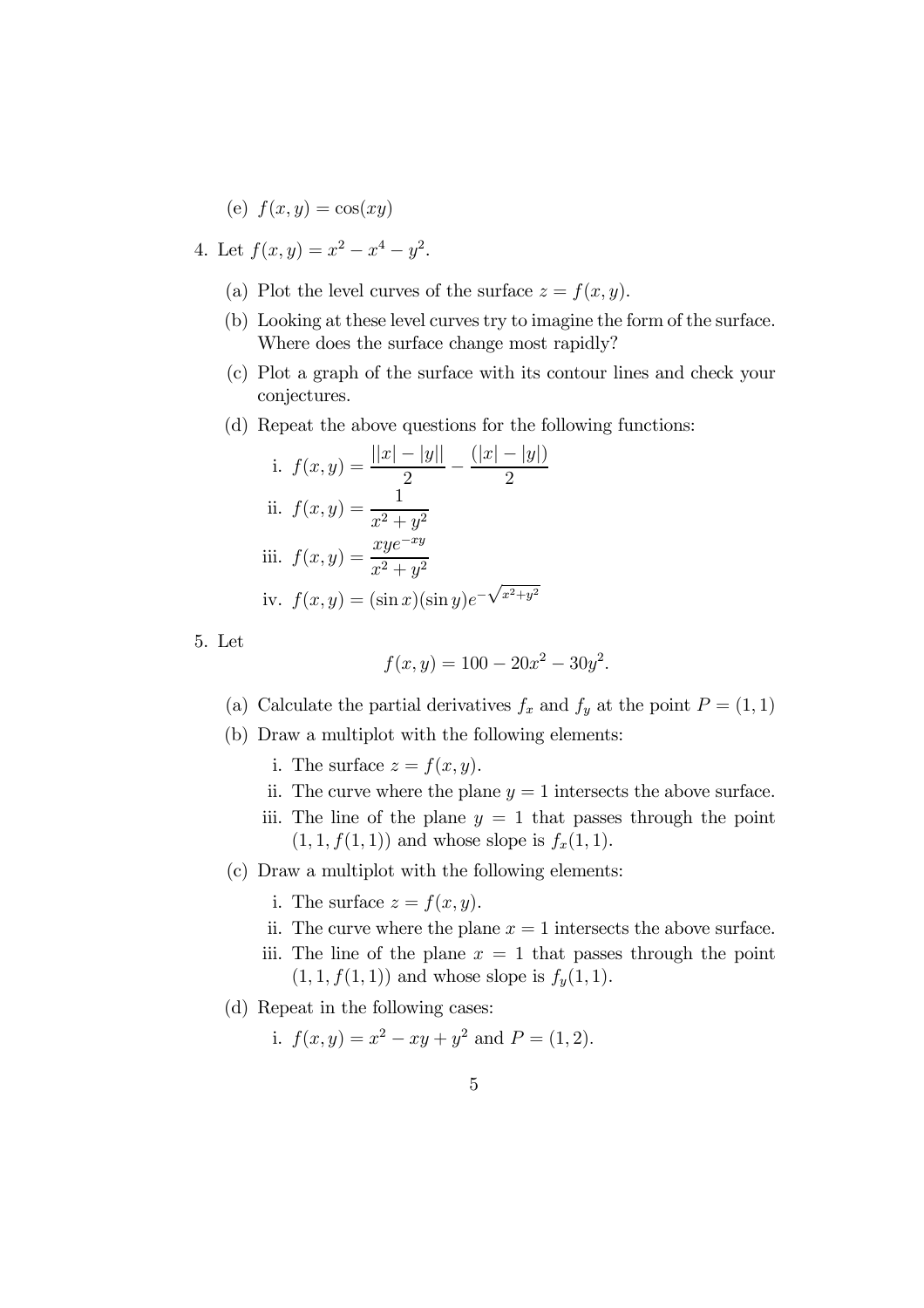(e) $f(x, y) = \cos(xy)$

4. Let $f(x, y) = x^2 - x^4 - y^2$.

   (a) Plot the level curves of the surface $z = f(x, y)$.

   (b) Looking at these level curves try to imagine the form of the surface. Where does the surface change most rapidly?

   (c) Plot a graph of the surface with its contour lines and check your conjectures.

   (d) Repeat the above questions for the following functions:

      i. $f(x, y) = \dfrac{||x| - |y||}{2} - \dfrac{(|x| - |y|)}{2}$

      ii. $f(x, y) = \dfrac{1}{x^2 + y^2}$

      iii. $f(x, y) = \dfrac{xye^{-xy}}{x^2 + y^2}$

      iv. $f(x, y) = (\sin x)(\sin y)e^{-\sqrt{x^2+y^2}}$

5. Let

$$f(x, y) = 100 - 20x^2 - 30y^2.$$

   (a) Calculate the partial derivatives $f_x$ and $f_y$ at the point $P = (1, 1)$

   (b) Draw a multiplot with the following elements:

      i. The surface $z = f(x, y)$.

      ii. The curve where the plane $y = 1$ intersects the above surface.

      iii. The line of the plane $y = 1$ that passes through the point $(1, 1, f(1, 1))$ and whose slope is $f_x(1, 1)$.

   (c) Draw a multiplot with the following elements:

      i. The surface $z = f(x, y)$.

      ii. The curve where the plane $x = 1$ intersects the above surface.

      iii. The line of the plane $x = 1$ that passes through the point $(1, 1, f(1, 1))$ and whose slope is $f_y(1, 1)$.

   (d) Repeat in the following cases:

      i. $f(x, y) = x^2 - xy + y^2$ and $P = (1, 2)$.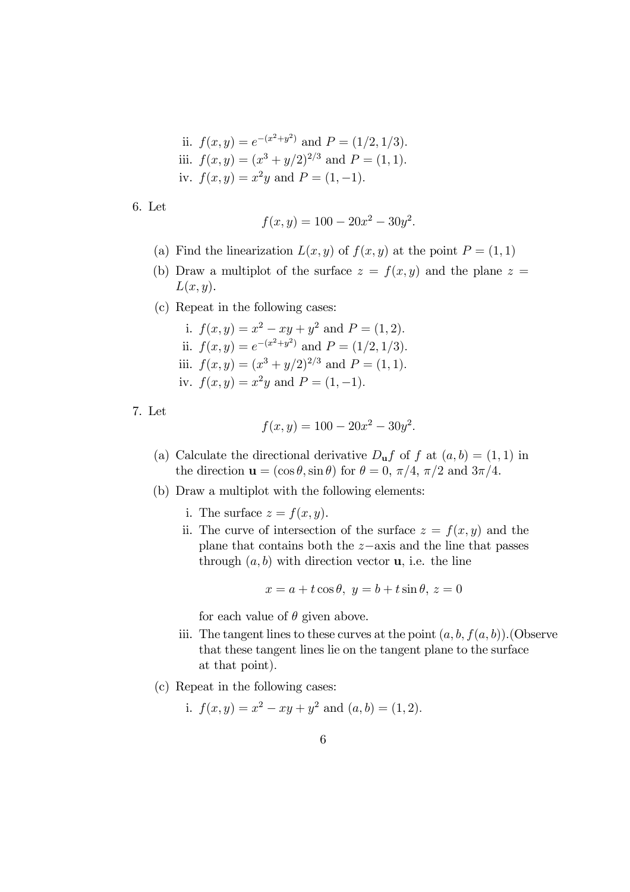ii. $f(x,y) = e^{-(x^2+y^2)}$ and $P = (1/2, 1/3)$.
   iii. $f(x,y) = (x^3 + y/2)^{2/3}$ and $P = (1,1)$.
   iv. $f(x,y) = x^2y$ and $P = (1,-1)$.

6. Let
$$f(x,y) = 100 - 20x^2 - 30y^2.$$

   (a) Find the linearization $L(x,y)$ of $f(x,y)$ at the point $P = (1,1)$
   (b) Draw a multiplot of the surface $z = f(x,y)$ and the plane $z = L(x,y)$.
   (c) Repeat in the following cases:
      i. $f(x,y) = x^2 - xy + y^2$ and $P = (1,2)$.
      ii. $f(x,y) = e^{-(x^2+y^2)}$ and $P = (1/2, 1/3)$.
      iii. $f(x,y) = (x^3 + y/2)^{2/3}$ and $P = (1,1)$.
      iv. $f(x,y) = x^2y$ and $P = (1,-1)$.

7. Let
$$f(x,y) = 100 - 20x^2 - 30y^2.$$

   (a) Calculate the directional derivative $D_{\mathbf{u}}f$ of $f$ at $(a,b) = (1,1)$ in the direction $\mathbf{u} = (\cos\theta, \sin\theta)$ for $\theta = 0$, $\pi/4$, $\pi/2$ and $3\pi/4$.
   (b) Draw a multiplot with the following elements:
      i. The surface $z = f(x,y)$.
      ii. The curve of intersection of the surface $z = f(x,y)$ and the plane that contains both the $z-$axis and the line that passes through $(a,b)$ with direction vector $\mathbf{u}$, i.e. the line
      $$x = a + t\cos\theta,\ y = b + t\sin\theta,\ z = 0$$
      for each value of $\theta$ given above.
      iii. The tangent lines to these curves at the point $(a,b,f(a,b))$.(Observe that these tangent lines lie on the tangent plane to the surface at that point).
   (c) Repeat in the following cases:
      i. $f(x,y) = x^2 - xy + y^2$ and $(a,b) = (1,2)$.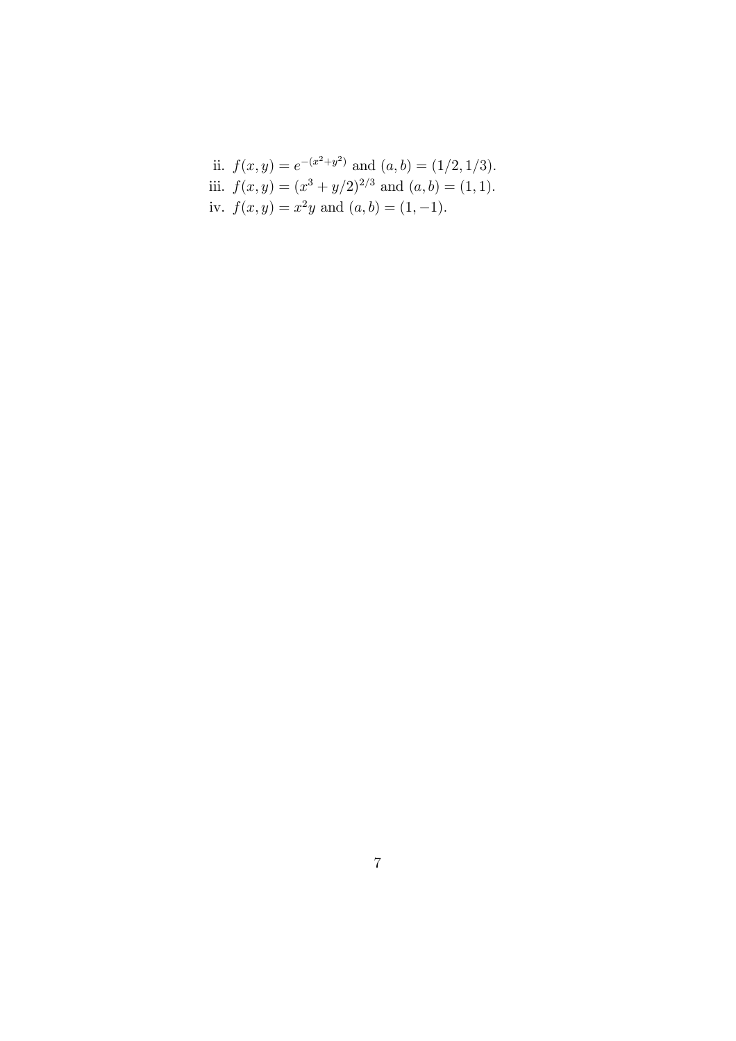ii. $f(x, y) = e^{-(x^2+y^2)}$ and $(a, b) = (1/2, 1/3)$.

iii. $f(x, y) = (x^3 + y/2)^{2/3}$ and $(a, b) = (1, 1)$.

iv. $f(x, y) = x^2 y$ and $(a, b) = (1, -1)$.